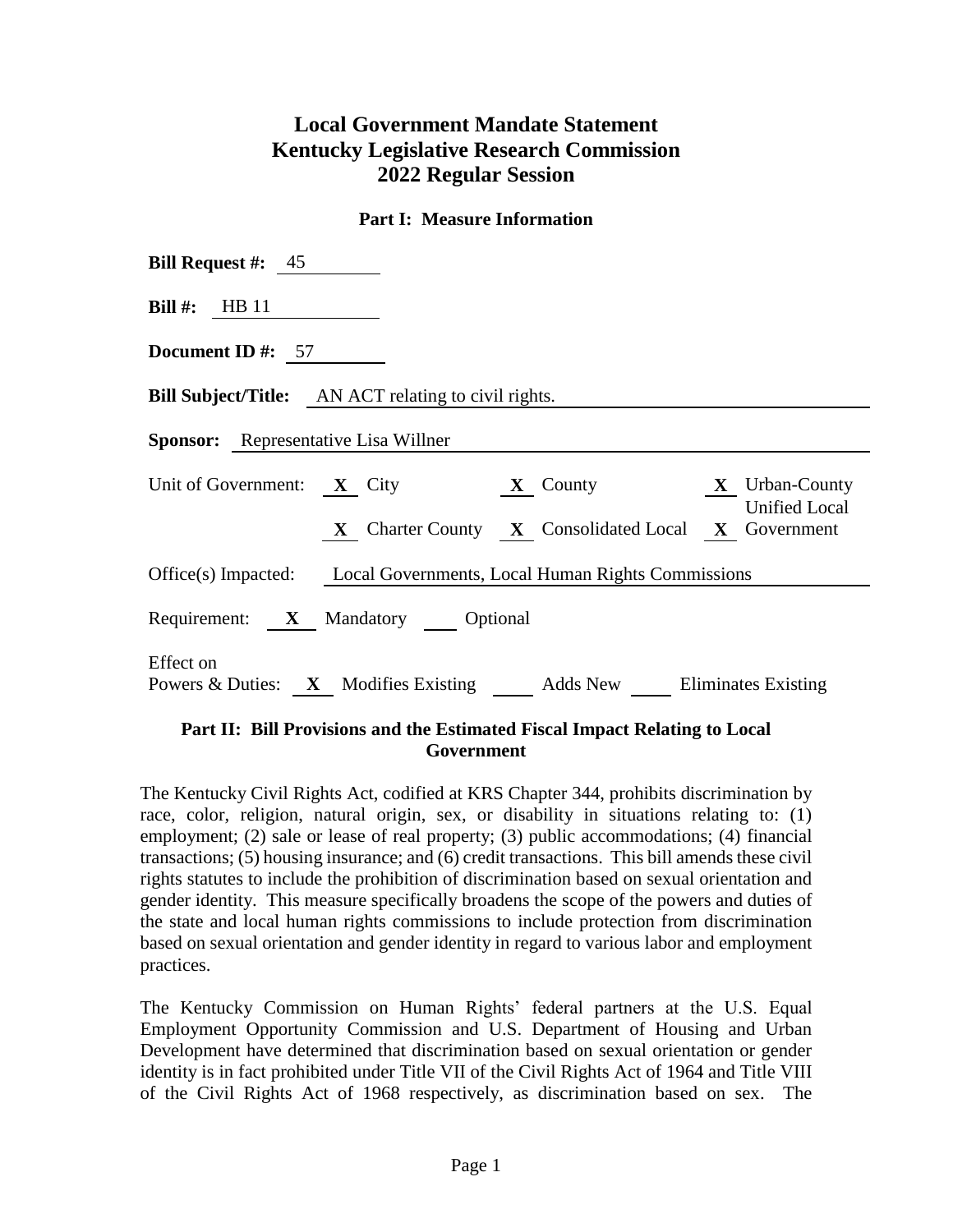# Local Government Mandate Statement
# Kentucky Legislative Research Commission
# 2022 Regular Session

## Part I: Measure Information

**Bill Request #:** 45

**Bill #:** HB 11

**Document ID #:** 57

**Bill Subject/Title:** AN ACT relating to civil rights.

**Sponsor:** Representative Lisa Willner

Unit of Government: **X** City **X** County **X** Urban-County Unified Local Government **X** Charter County **X** Consolidated Local

Office(s) Impacted: Local Governments, Local Human Rights Commissions

Requirement: **X** Mandatory ___ Optional

Effect on Powers & Duties: **X** Modifies Existing ___ Adds New ___ Eliminates Existing

## Part II: Bill Provisions and the Estimated Fiscal Impact Relating to Local Government

The Kentucky Civil Rights Act, codified at KRS Chapter 344, prohibits discrimination by race, color, religion, natural origin, sex, or disability in situations relating to: (1) employment; (2) sale or lease of real property; (3) public accommodations; (4) financial transactions; (5) housing insurance; and (6) credit transactions. This bill amends these civil rights statutes to include the prohibition of discrimination based on sexual orientation and gender identity. This measure specifically broadens the scope of the powers and duties of the state and local human rights commissions to include protection from discrimination based on sexual orientation and gender identity in regard to various labor and employment practices.

The Kentucky Commission on Human Rights' federal partners at the U.S. Equal Employment Opportunity Commission and U.S. Department of Housing and Urban Development have determined that discrimination based on sexual orientation or gender identity is in fact prohibited under Title VII of the Civil Rights Act of 1964 and Title VIII of the Civil Rights Act of 1968 respectively, as discrimination based on sex. The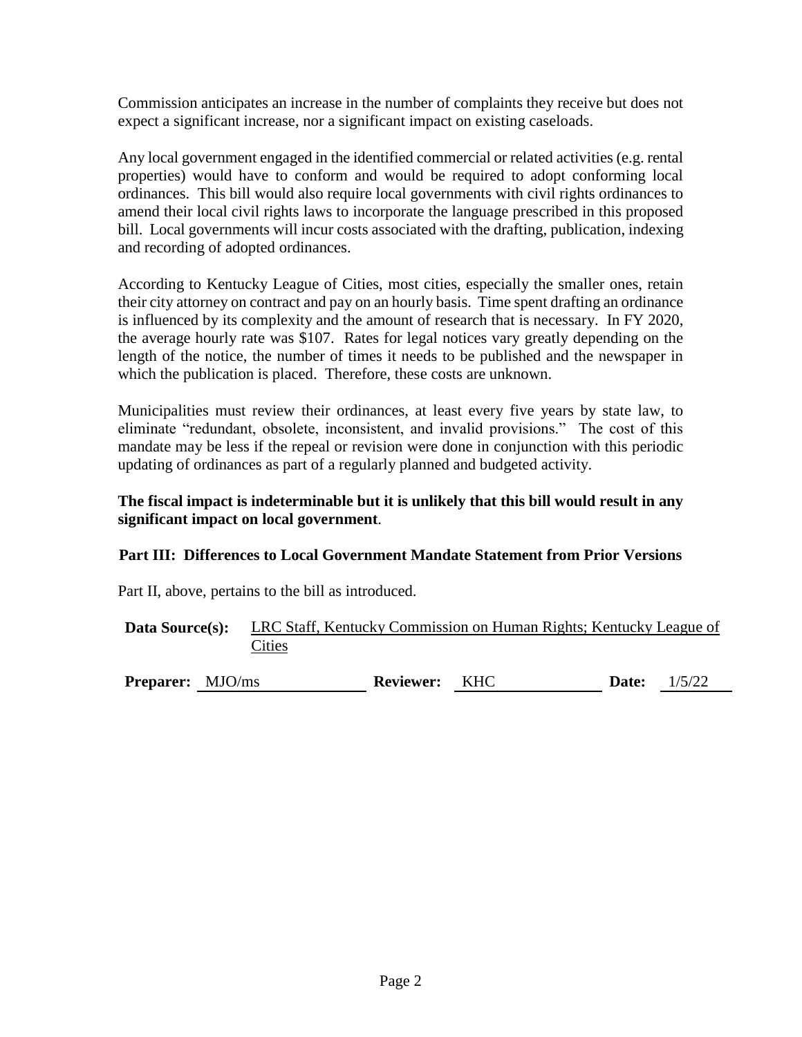Commission anticipates an increase in the number of complaints they receive but does not expect a significant increase, nor a significant impact on existing caseloads.

Any local government engaged in the identified commercial or related activities (e.g. rental properties) would have to conform and would be required to adopt conforming local ordinances. This bill would also require local governments with civil rights ordinances to amend their local civil rights laws to incorporate the language prescribed in this proposed bill. Local governments will incur costs associated with the drafting, publication, indexing and recording of adopted ordinances.

According to Kentucky League of Cities, most cities, especially the smaller ones, retain their city attorney on contract and pay on an hourly basis. Time spent drafting an ordinance is influenced by its complexity and the amount of research that is necessary. In FY 2020, the average hourly rate was $107. Rates for legal notices vary greatly depending on the length of the notice, the number of times it needs to be published and the newspaper in which the publication is placed. Therefore, these costs are unknown.

Municipalities must review their ordinances, at least every five years by state law, to eliminate "redundant, obsolete, inconsistent, and invalid provisions." The cost of this mandate may be less if the repeal or revision were done in conjunction with this periodic updating of ordinances as part of a regularly planned and budgeted activity.

**The fiscal impact is indeterminable but it is unlikely that this bill would result in any significant impact on local government**.

## Part III: Differences to Local Government Mandate Statement from Prior Versions

Part II, above, pertains to the bill as introduced.

**Data Source(s):** LRC Staff, Kentucky Commission on Human Rights; Kentucky League of Cities

**Preparer:** MJO/ms **Reviewer:** KHC **Date:** 1/5/22